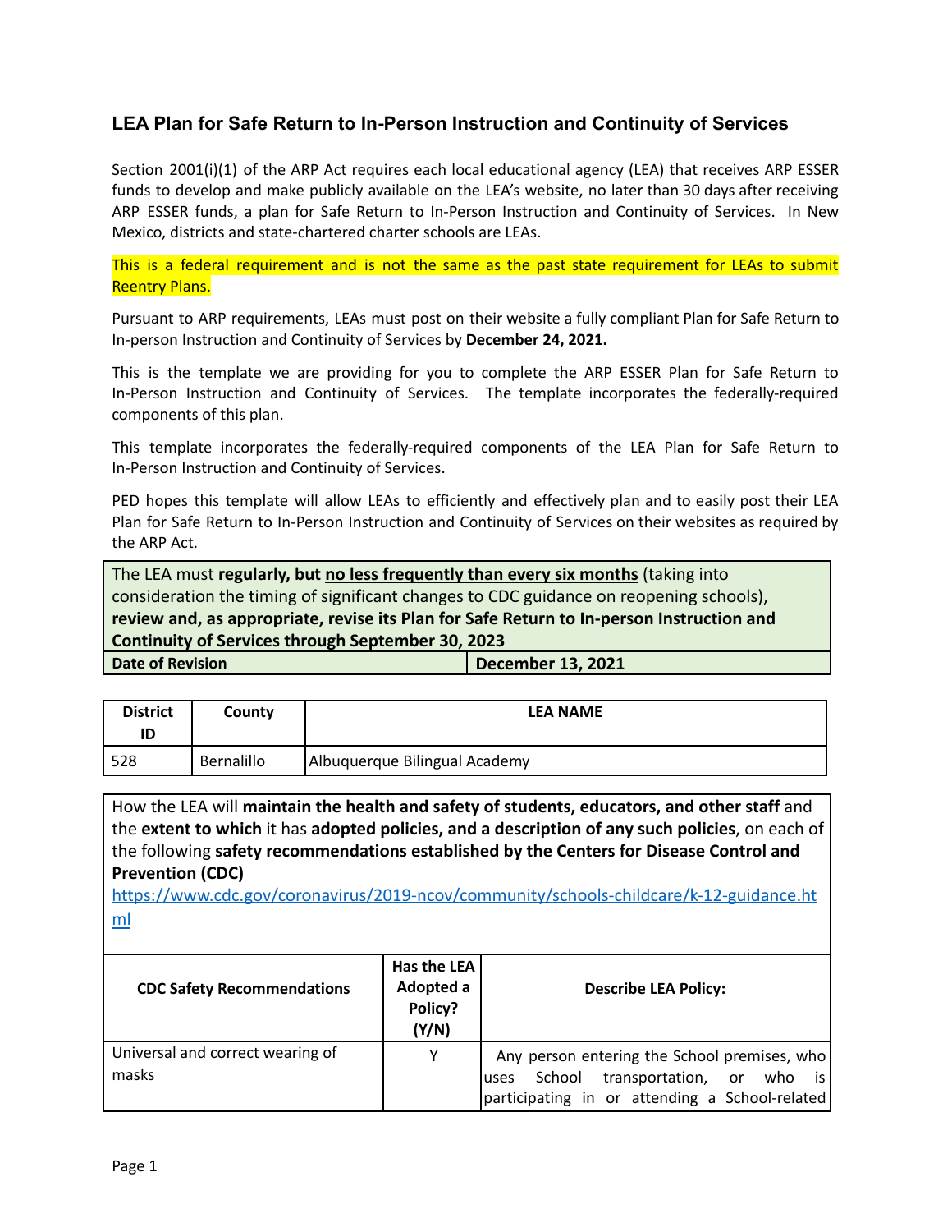## LEA Plan for Safe Return to In-Person Instruction and Continuity of Services

Section 2001(i)(1) of the ARP Act requires each local educational agency (LEA) that receives ARP ESSER funds to develop and make publicly available on the LEA's website, no later than 30 days after receiving ARP ESSER funds, a plan for Safe Return to In-Person Instruction and Continuity of Services. In New Mexico, districts and state-chartered charter schools are LEAs.

This is a federal requirement and is not the same as the past state requirement for LEAs to submit Reentry Plans.

Pursuant to ARP requirements, LEAs must post on their website a fully compliant Plan for Safe Return to In-person Instruction and Continuity of Services by **December 24, 2021.**

This is the template we are providing for you to complete the ARP ESSER Plan for Safe Return to In-Person Instruction and Continuity of Services. The template incorporates the federally-required components of this plan.

This template incorporates the federally-required components of the LEA Plan for Safe Return to In-Person Instruction and Continuity of Services.

PED hopes this template will allow LEAs to efficiently and effectively plan and to easily post their LEA Plan for Safe Return to In-Person Instruction and Continuity of Services on their websites as required by the ARP Act.

| The LEA must **regularly, but no less frequently than every six months** (taking into consideration the timing of significant changes to CDC guidance on reopening schools), **review and, as appropriate, revise its Plan for Safe Return to In-person Instruction and Continuity of Services through September 30, 2023** | |
|---|---|
| **Date of Revision** | **December 13, 2021** |

| District ID | County | LEA NAME |
|---|---|---|
| 528 | Bernalillo | Albuquerque Bilingual Academy |

How the LEA will **maintain the health and safety of students, educators, and other staff** and the **extent to which** it has **adopted policies, and a description of any such policies**, on each of the following **safety recommendations established by the Centers for Disease Control and Prevention (CDC)**
https://www.cdc.gov/coronavirus/2019-ncov/community/schools-childcare/k-12-guidance.html

| CDC Safety Recommendations | Has the LEA Adopted a Policy? (Y/N) | Describe LEA Policy: |
|---|---|---|
| Universal and correct wearing of masks | Y | Any person entering the School premises, who uses School transportation, or who is participating in or attending a School-related |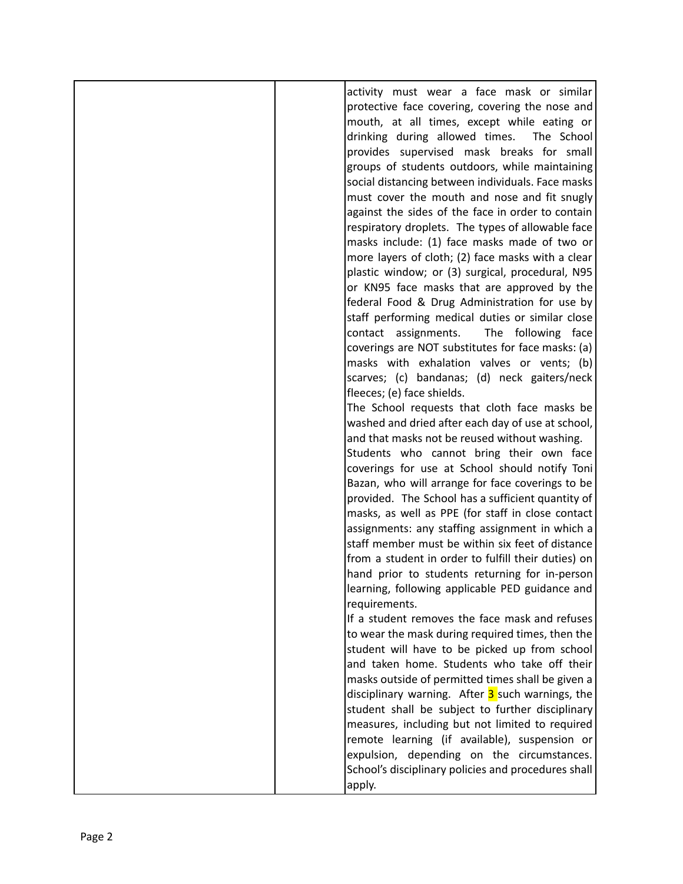| | | activity must wear a face mask or similar protective face covering, covering the nose and mouth, at all times, except while eating or drinking during allowed times. The School provides supervised mask breaks for small groups of students outdoors, while maintaining social distancing between individuals. Face masks must cover the mouth and nose and fit snugly against the sides of the face in order to contain respiratory droplets. The types of allowable face masks include: (1) face masks made of two or more layers of cloth; (2) face masks with a clear plastic window; or (3) surgical, procedural, N95 or KN95 face masks that are approved by the federal Food & Drug Administration for use by staff performing medical duties or similar close contact assignments. The following face coverings are NOT substitutes for face masks: (a) masks with exhalation valves or vents; (b) scarves; (c) bandanas; (d) neck gaiters/neck fleeces; (e) face shields.<br>The School requests that cloth face masks be washed and dried after each day of use at school, and that masks not be reused without washing.<br>Students who cannot bring their own face coverings for use at School should notify Toni Bazan, who will arrange for face coverings to be provided. The School has a sufficient quantity of masks, as well as PPE (for staff in close contact assignments: any staffing assignment in which a staff member must be within six feet of distance from a student in order to fulfill their duties) on hand prior to students returning for in-person learning, following applicable PED guidance and requirements.<br>If a student removes the face mask and refuses to wear the mask during required times, then the student will have to be picked up from school and taken home. Students who take off their masks outside of permitted times shall be given a disciplinary warning. After 3 such warnings, the student shall be subject to further disciplinary measures, including but not limited to required remote learning (if available), suspension or expulsion, depending on the circumstances. School's disciplinary policies and procedures shall apply. |
|---|---|---|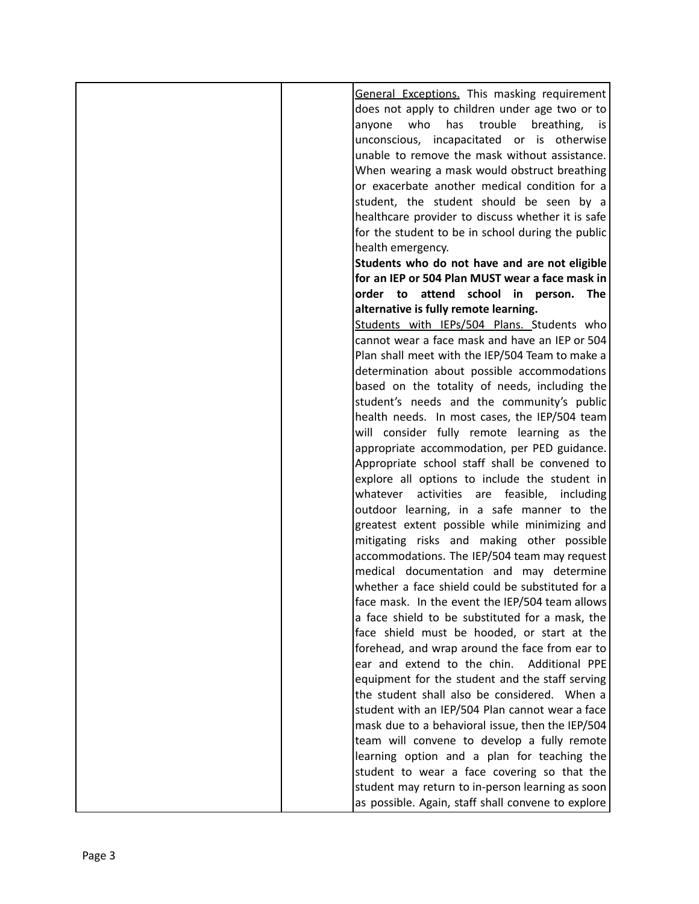| | | General Exceptions. This masking requirement does not apply to children under age two or to anyone who has trouble breathing, is unconscious, incapacitated or is otherwise unable to remove the mask without assistance. When wearing a mask would obstruct breathing or exacerbate another medical condition for a student, the student should be seen by a healthcare provider to discuss whether it is safe for the student to be in school during the public health emergency.<br>**Students who do not have and are not eligible for an IEP or 504 Plan MUST wear a face mask in order to attend school in person. The alternative is fully remote learning.**<br>Students with IEPs/504 Plans. Students who cannot wear a face mask and have an IEP or 504 Plan shall meet with the IEP/504 Team to make a determination about possible accommodations based on the totality of needs, including the student's needs and the community's public health needs. In most cases, the IEP/504 team will consider fully remote learning as the appropriate accommodation, per PED guidance. Appropriate school staff shall be convened to explore all options to include the student in whatever activities are feasible, including outdoor learning, in a safe manner to the greatest extent possible while minimizing and mitigating risks and making other possible accommodations. The IEP/504 team may request medical documentation and may determine whether a face shield could be substituted for a face mask. In the event the IEP/504 team allows a face shield to be substituted for a mask, the face shield must be hooded, or start at the forehead, and wrap around the face from ear to ear and extend to the chin. Additional PPE equipment for the student and the staff serving the student shall also be considered. When a student with an IEP/504 Plan cannot wear a face mask due to a behavioral issue, then the IEP/504 team will convene to develop a fully remote learning option and a plan for teaching the student to wear a face covering so that the student may return to in-person learning as soon as possible. Again, staff shall convene to explore |
|---|---|---|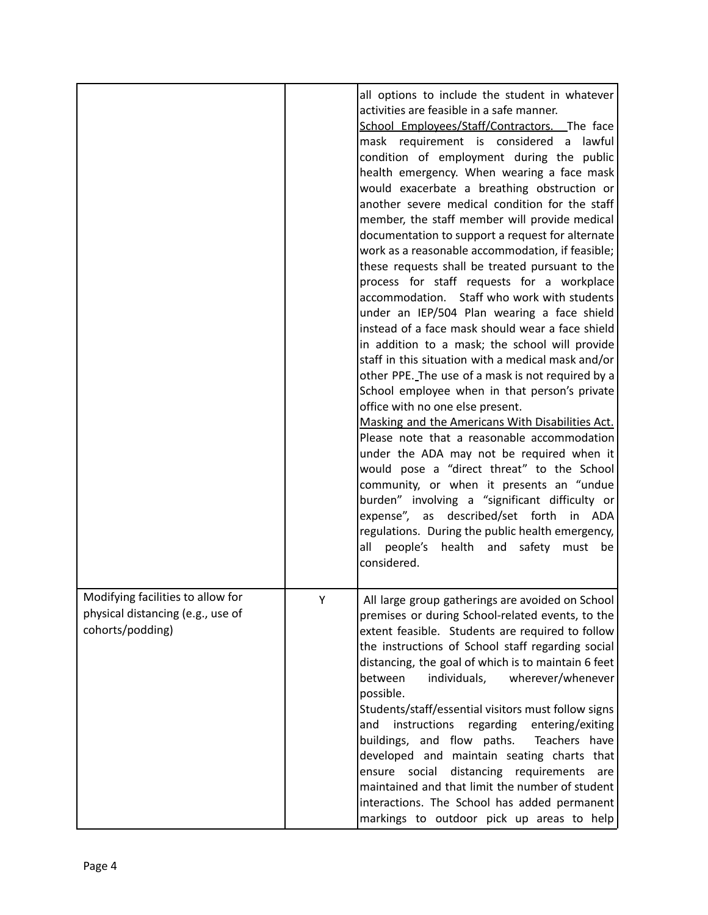| | | |
|---|---|---|
| | | all options to include the student in whatever activities are feasible in a safe manner.<br>School Employees/Staff/Contractors. The face mask requirement is considered a lawful condition of employment during the public health emergency. When wearing a face mask would exacerbate a breathing obstruction or another severe medical condition for the staff member, the staff member will provide medical documentation to support a request for alternate work as a reasonable accommodation, if feasible; these requests shall be treated pursuant to the process for staff requests for a workplace accommodation. Staff who work with students under an IEP/504 Plan wearing a face shield instead of a face mask should wear a face shield in addition to a mask; the school will provide staff in this situation with a medical mask and/or other PPE. The use of a mask is not required by a School employee when in that person's private office with no one else present.<br>Masking and the Americans With Disabilities Act. Please note that a reasonable accommodation under the ADA may not be required when it would pose a "direct threat" to the School community, or when it presents an "undue burden" involving a "significant difficulty or expense", as described/set forth in ADA regulations. During the public health emergency, all people's health and safety must be considered. |
| Modifying facilities to allow for physical distancing (e.g., use of cohorts/podding) | Y | All large group gatherings are avoided on School premises or during School-related events, to the extent feasible. Students are required to follow the instructions of School staff regarding social distancing, the goal of which is to maintain 6 feet between individuals, wherever/whenever possible.<br>Students/staff/essential visitors must follow signs and instructions regarding entering/exiting buildings, and flow paths. Teachers have developed and maintain seating charts that ensure social distancing requirements are maintained and that limit the number of student interactions. The School has added permanent markings to outdoor pick up areas to help |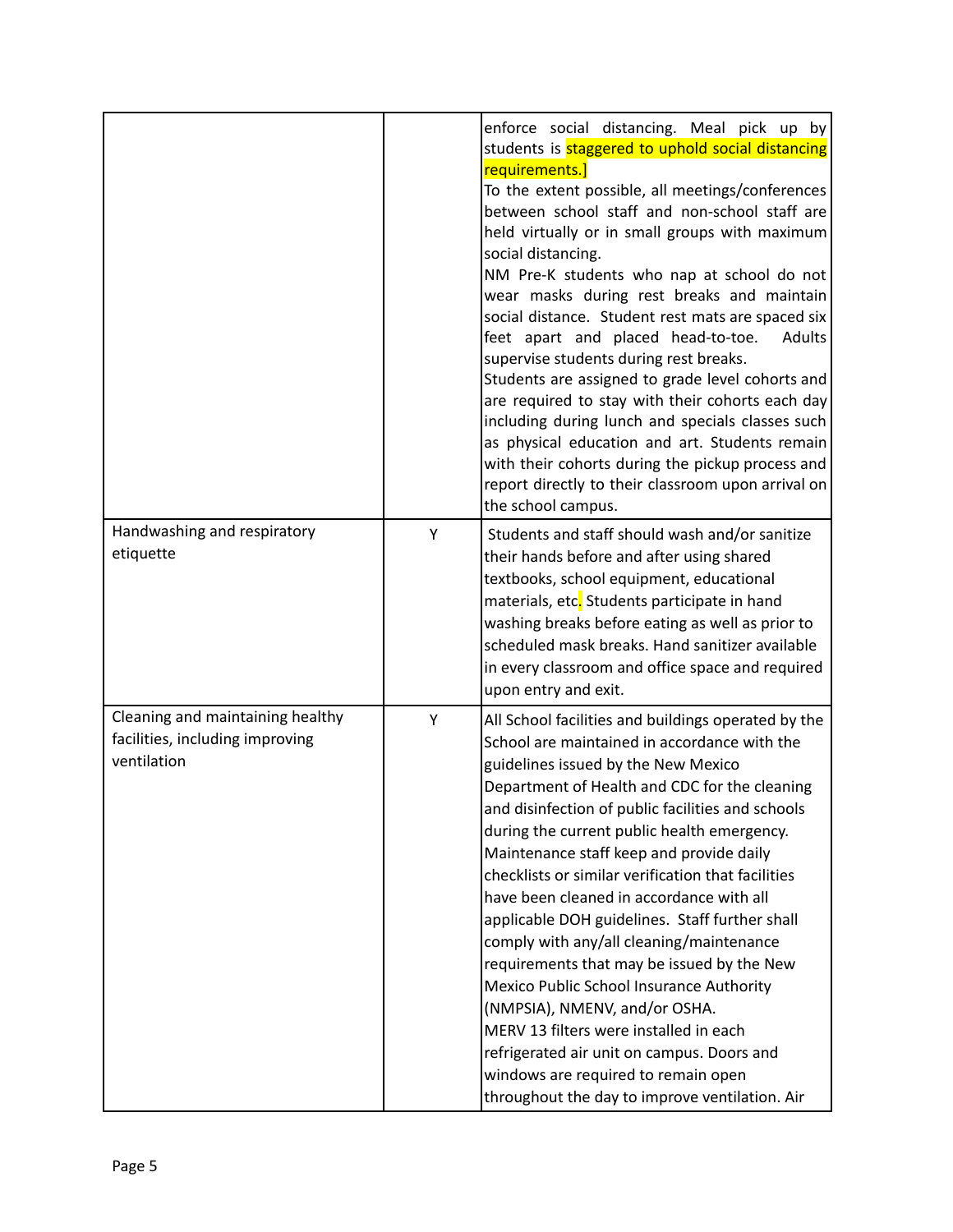| | | |
|---|---|---|
| | | enforce social distancing. Meal pick up by students is staggered to uphold social distancing requirements.] To the extent possible, all meetings/conferences between school staff and non-school staff are held virtually or in small groups with maximum social distancing. NM Pre-K students who nap at school do not wear masks during rest breaks and maintain social distance. Student rest mats are spaced six feet apart and placed head-to-toe. Adults supervise students during rest breaks. Students are assigned to grade level cohorts and are required to stay with their cohorts each day including during lunch and specials classes such as physical education and art. Students remain with their cohorts during the pickup process and report directly to their classroom upon arrival on the school campus. |
| Handwashing and respiratory etiquette | Y | Students and staff should wash and/or sanitize their hands before and after using shared textbooks, school equipment, educational materials, etc. Students participate in hand washing breaks before eating as well as prior to scheduled mask breaks. Hand sanitizer available in every classroom and office space and required upon entry and exit. |
| Cleaning and maintaining healthy facilities, including improving ventilation | Y | All School facilities and buildings operated by the School are maintained in accordance with the guidelines issued by the New Mexico Department of Health and CDC for the cleaning and disinfection of public facilities and schools during the current public health emergency. Maintenance staff keep and provide daily checklists or similar verification that facilities have been cleaned in accordance with all applicable DOH guidelines. Staff further shall comply with any/all cleaning/maintenance requirements that may be issued by the New Mexico Public School Insurance Authority (NMPSIA), NMENV, and/or OSHA. MERV 13 filters were installed in each refrigerated air unit on campus. Doors and windows are required to remain open throughout the day to improve ventilation. Air |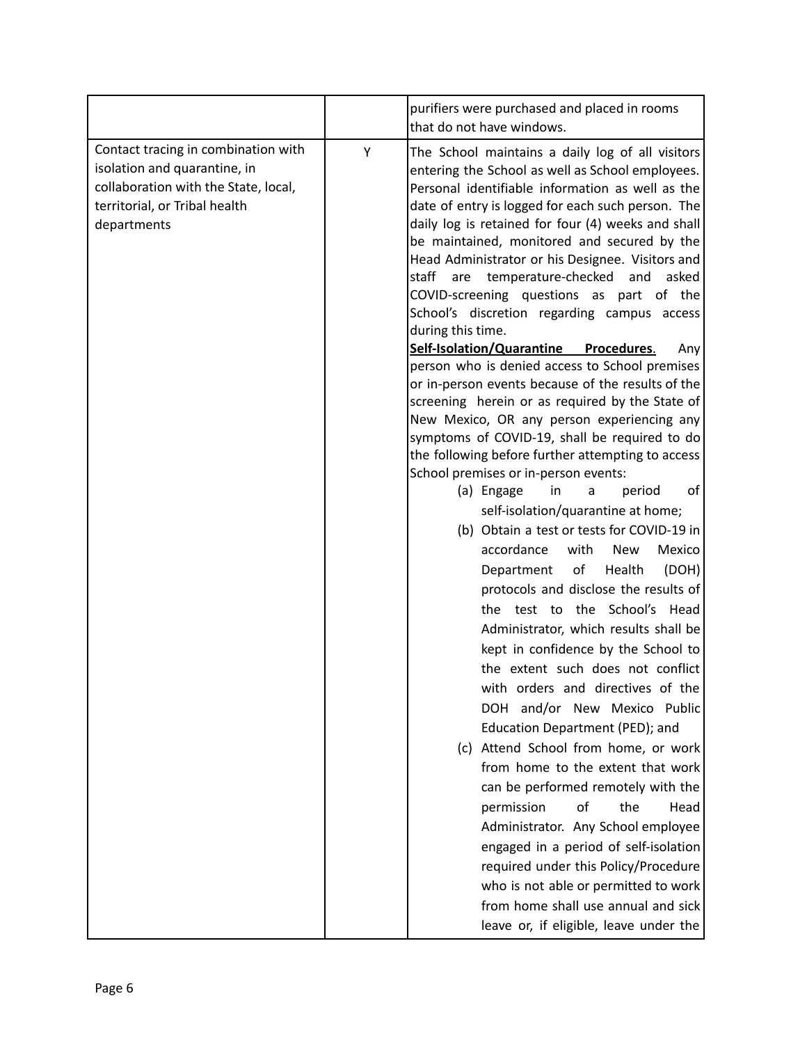| | | |
|---|---|---|
| | | purifiers were purchased and placed in rooms that do not have windows. |
| Contact tracing in combination with isolation and quarantine, in collaboration with the State, local, territorial, or Tribal health departments | Y | The School maintains a daily log of all visitors entering the School as well as School employees. Personal identifiable information as well as the date of entry is logged for each such person. The daily log is retained for four (4) weeks and shall be maintained, monitored and secured by the Head Administrator or his Designee. Visitors and staff are temperature-checked and asked COVID-screening questions as part of the School's discretion regarding campus access during this time.<br>**<u>Self-Isolation/Quarantine Procedures</u>.** Any person who is denied access to School premises or in-person events because of the results of the screening herein or as required by the State of New Mexico, OR any person experiencing any symptoms of COVID-19, shall be required to do the following before further attempting to access School premises or in-person events:<br>(a) Engage in a period of self-isolation/quarantine at home;<br>(b) Obtain a test or tests for COVID-19 in accordance with New Mexico Department of Health (DOH) protocols and disclose the results of the test to the School's Head Administrator, which results shall be kept in confidence by the School to the extent such does not conflict with orders and directives of the DOH and/or New Mexico Public Education Department (PED); and<br>(c) Attend School from home, or work from home to the extent that work can be performed remotely with the permission of the Head Administrator. Any School employee engaged in a period of self-isolation required under this Policy/Procedure who is not able or permitted to work from home shall use annual and sick leave or, if eligible, leave under the |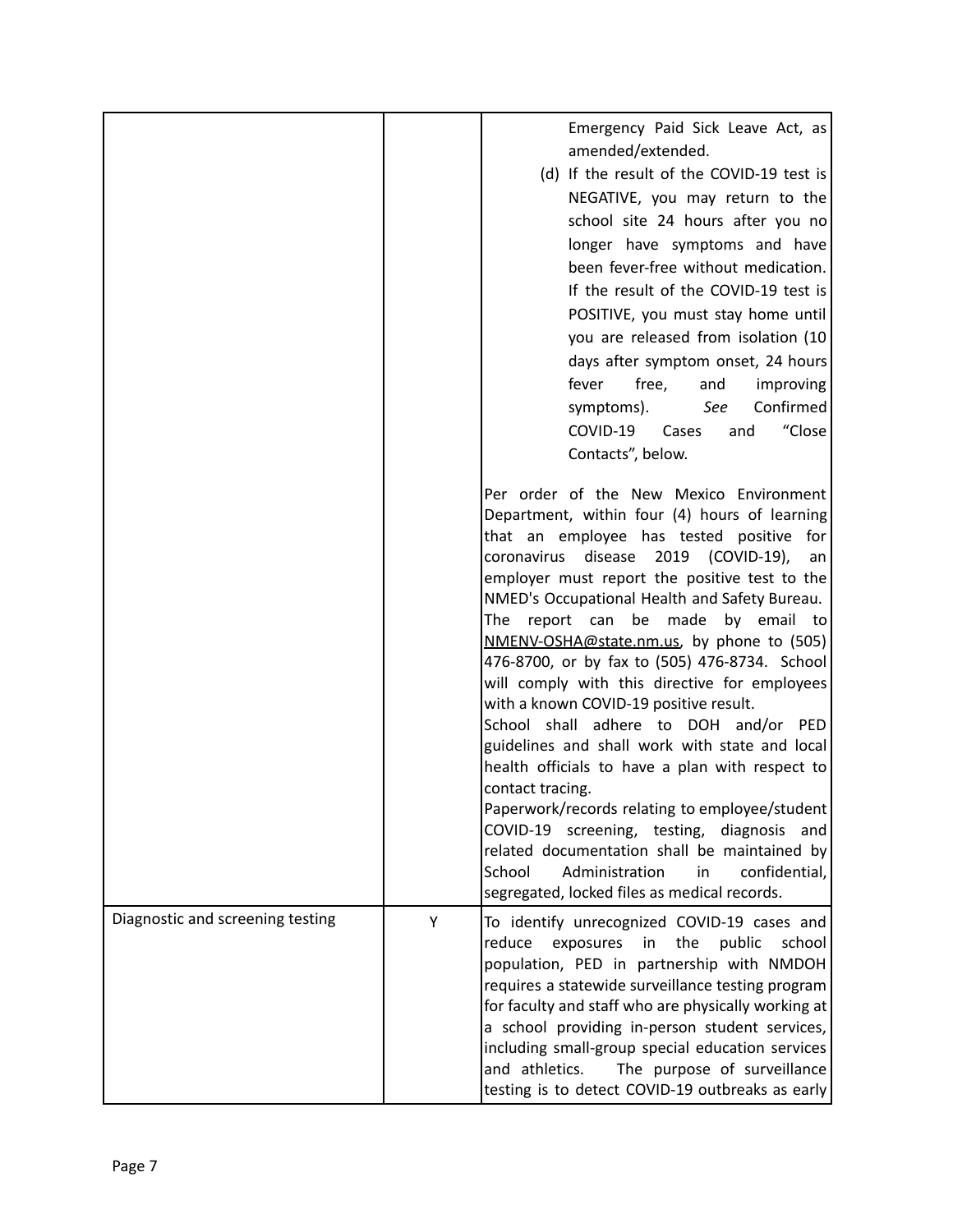| | | |
|---|---|---|
| | | Emergency Paid Sick Leave Act, as amended/extended.<br>(d) If the result of the COVID-19 test is NEGATIVE, you may return to the school site 24 hours after you no longer have symptoms and have been fever-free without medication. If the result of the COVID-19 test is POSITIVE, you must stay home until you are released from isolation (10 days after symptom onset, 24 hours fever free, and improving symptoms). *See* Confirmed COVID-19 Cases and "Close Contacts", below.<br><br>Per order of the New Mexico Environment Department, within four (4) hours of learning that an employee has tested positive for coronavirus disease 2019 (COVID-19), an employer must report the positive test to the NMED's Occupational Health and Safety Bureau. The report can be made by email to NMENV-OSHA@state.nm.us, by phone to (505) 476-8700, or by fax to (505) 476-8734. School will comply with this directive for employees with a known COVID-19 positive result.<br>School shall adhere to DOH and/or PED guidelines and shall work with state and local health officials to have a plan with respect to contact tracing.<br>Paperwork/records relating to employee/student COVID-19 screening, testing, diagnosis and related documentation shall be maintained by School Administration in confidential, segregated, locked files as medical records. |
| Diagnostic and screening testing | Y | To identify unrecognized COVID-19 cases and reduce exposures in the public school population, PED in partnership with NMDOH requires a statewide surveillance testing program for faculty and staff who are physically working at a school providing in-person student services, including small-group special education services and athletics. The purpose of surveillance testing is to detect COVID-19 outbreaks as early |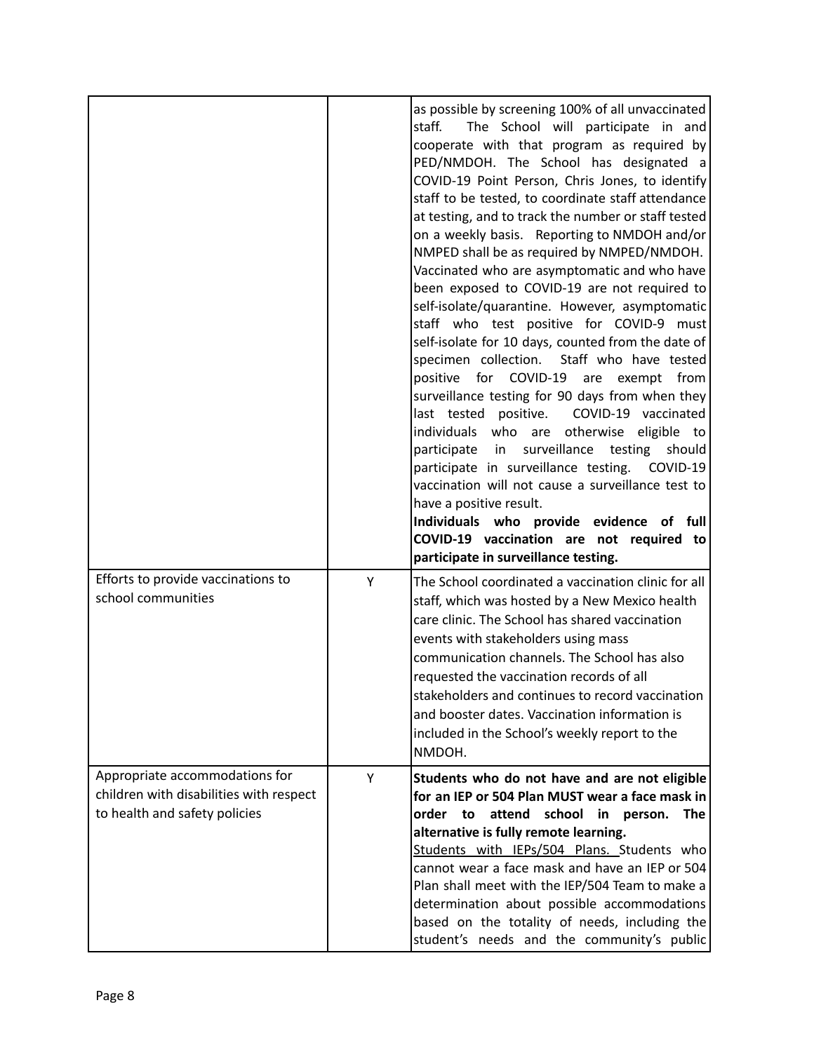| | | |
|---|---|---|
| | | as possible by screening 100% of all unvaccinated staff. The School will participate in and cooperate with that program as required by PED/NMDOH. The School has designated a COVID-19 Point Person, Chris Jones, to identify staff to be tested, to coordinate staff attendance at testing, and to track the number or staff tested on a weekly basis. Reporting to NMDOH and/or NMPED shall be as required by NMPED/NMDOH. Vaccinated who are asymptomatic and who have been exposed to COVID-19 are not required to self-isolate/quarantine. However, asymptomatic staff who test positive for COVID-9 must self-isolate for 10 days, counted from the date of specimen collection. Staff who have tested positive for COVID-19 are exempt from surveillance testing for 90 days from when they last tested positive. COVID-19 vaccinated individuals who are otherwise eligible to participate in surveillance testing should participate in surveillance testing. COVID-19 vaccination will not cause a surveillance test to have a positive result. **Individuals who provide evidence of full COVID-19 vaccination are not required to participate in surveillance testing.** |
| Efforts to provide vaccinations to school communities | Y | The School coordinated a vaccination clinic for all staff, which was hosted by a New Mexico health care clinic. The School has shared vaccination events with stakeholders using mass communication channels. The School has also requested the vaccination records of all stakeholders and continues to record vaccination and booster dates. Vaccination information is included in the School's weekly report to the NMDOH. |
| Appropriate accommodations for children with disabilities with respect to health and safety policies | Y | **Students who do not have and are not eligible for an IEP or 504 Plan MUST wear a face mask in order to attend school in person. The alternative is fully remote learning.** <u>Students with IEPs/504 Plans.</u> Students who cannot wear a face mask and have an IEP or 504 Plan shall meet with the IEP/504 Team to make a determination about possible accommodations based on the totality of needs, including the student's needs and the community's public |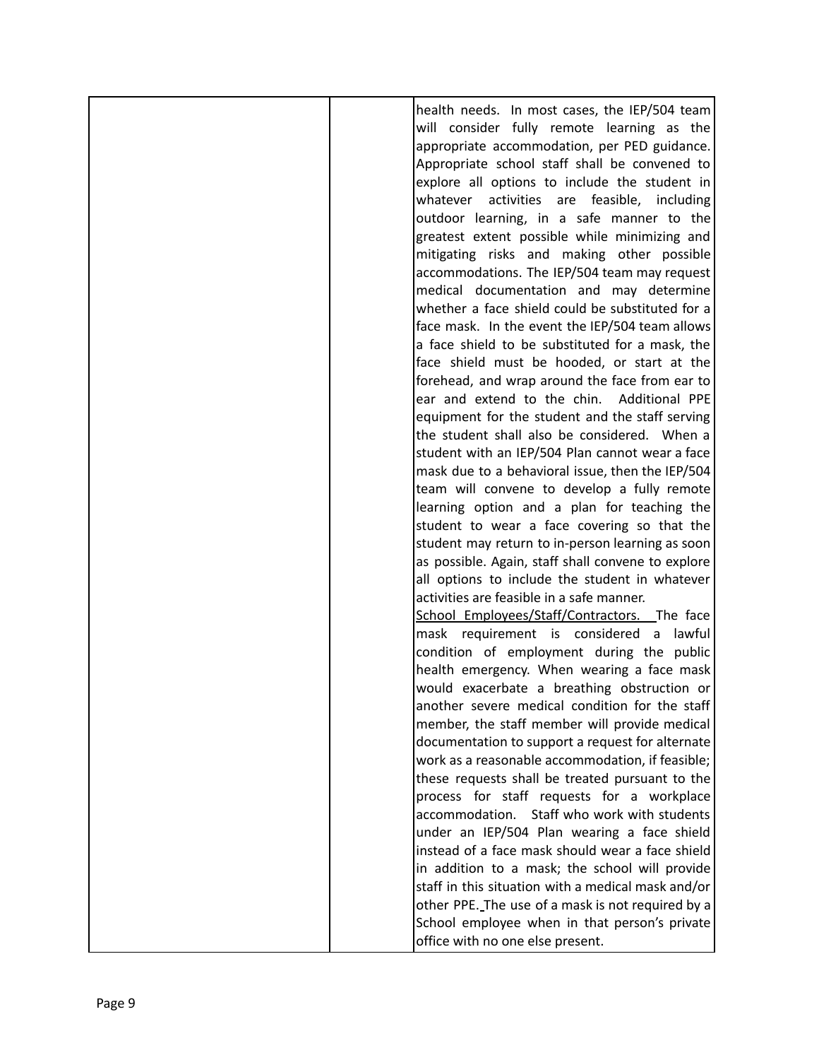| | | |
|---|---|---|
| | | health needs. In most cases, the IEP/504 team will consider fully remote learning as the appropriate accommodation, per PED guidance. Appropriate school staff shall be convened to explore all options to include the student in whatever activities are feasible, including outdoor learning, in a safe manner to the greatest extent possible while minimizing and mitigating risks and making other possible accommodations. The IEP/504 team may request medical documentation and may determine whether a face shield could be substituted for a face mask. In the event the IEP/504 team allows a face shield to be substituted for a mask, the face shield must be hooded, or start at the forehead, and wrap around the face from ear to ear and extend to the chin. Additional PPE equipment for the student and the staff serving the student shall also be considered. When a student with an IEP/504 Plan cannot wear a face mask due to a behavioral issue, then the IEP/504 team will convene to develop a fully remote learning option and a plan for teaching the student to wear a face covering so that the student may return to in-person learning as soon as possible. Again, staff shall convene to explore all options to include the student in whatever activities are feasible in a safe manner.<br><u>School Employees/Staff/Contractors.</u> The face mask requirement is considered a lawful condition of employment during the public health emergency. When wearing a face mask would exacerbate a breathing obstruction or another severe medical condition for the staff member, the staff member will provide medical documentation to support a request for alternate work as a reasonable accommodation, if feasible; these requests shall be treated pursuant to the process for staff requests for a workplace accommodation. Staff who work with students under an IEP/504 Plan wearing a face shield instead of a face mask should wear a face shield in addition to a mask; the school will provide staff in this situation with a medical mask and/or other PPE. The use of a mask is not required by a School employee when in that person's private office with no one else present. |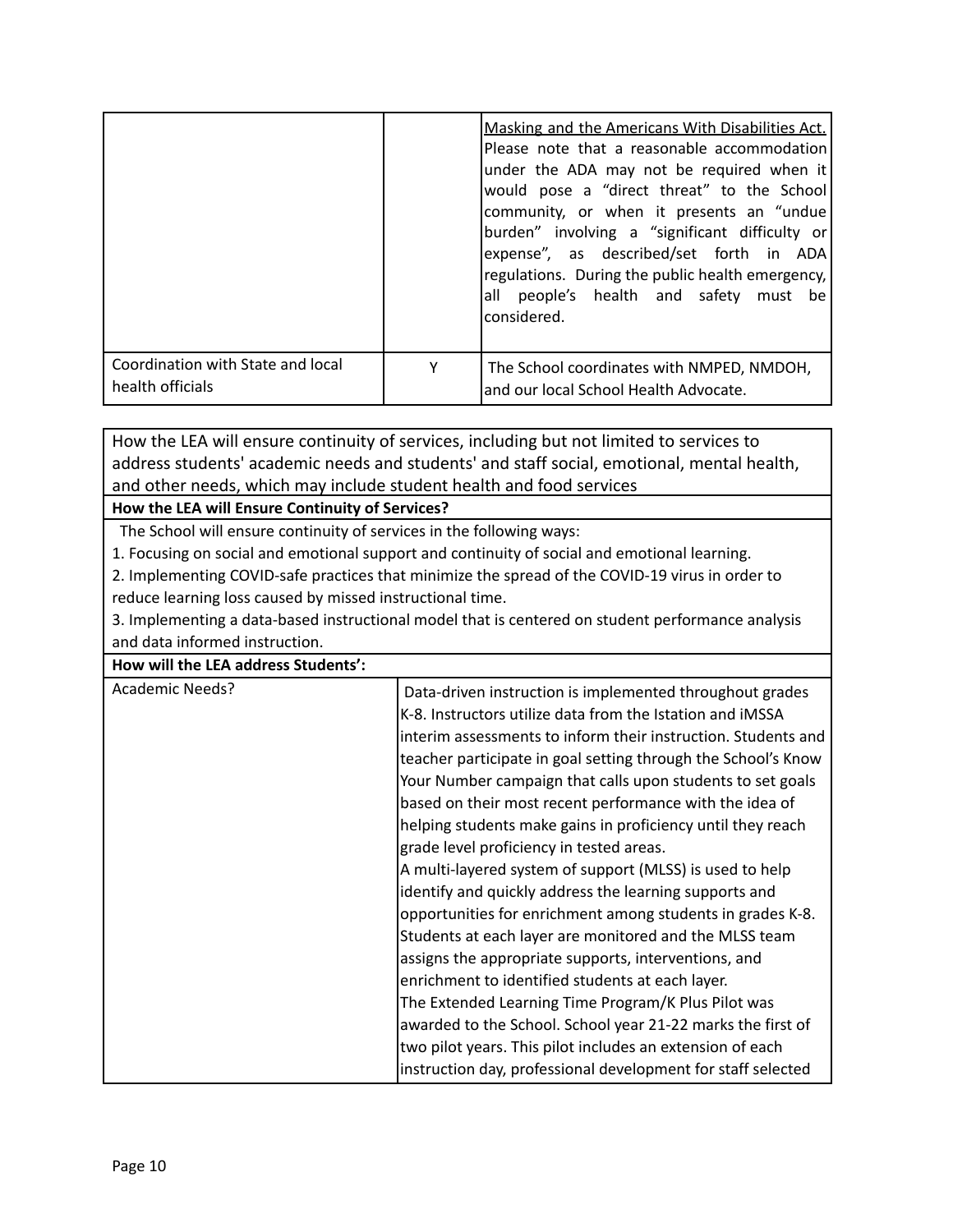|  |  | Masking and the Americans With Disabilities Act. Please note that a reasonable accommodation under the ADA may not be required when it would pose a "direct threat" to the School community, or when it presents an "undue burden" involving a "significant difficulty or expense", as described/set forth in ADA regulations. During the public health emergency, all people's health and safety must be considered. |
|---|---|---|
| Coordination with State and local health officials | Y | The School coordinates with NMPED, NMDOH, and our local School Health Advocate. |

How the LEA will ensure continuity of services, including but not limited to services to address students' academic needs and students' and staff social, emotional, mental health, and other needs, which may include student health and food services

**How the LEA will Ensure Continuity of Services?**

The School will ensure continuity of services in the following ways:

1. Focusing on social and emotional support and continuity of social and emotional learning.
2. Implementing COVID-safe practices that minimize the spread of the COVID-19 virus in order to reduce learning loss caused by missed instructional time.
3. Implementing a data-based instructional model that is centered on student performance analysis and data informed instruction.

| **How will the LEA address Students':** | |
|---|---|
| Academic Needs? | Data-driven instruction is implemented throughout grades K-8. Instructors utilize data from the Istation and iMSSA interim assessments to inform their instruction. Students and teacher participate in goal setting through the School's Know Your Number campaign that calls upon students to set goals based on their most recent performance with the idea of helping students make gains in proficiency until they reach grade level proficiency in tested areas.<br>A multi-layered system of support (MLSS) is used to help identify and quickly address the learning supports and opportunities for enrichment among students in grades K-8. Students at each layer are monitored and the MLSS team assigns the appropriate supports, interventions, and enrichment to identified students at each layer.<br>The Extended Learning Time Program/K Plus Pilot was awarded to the School. School year 21-22 marks the first of two pilot years. This pilot includes an extension of each instruction day, professional development for staff selected |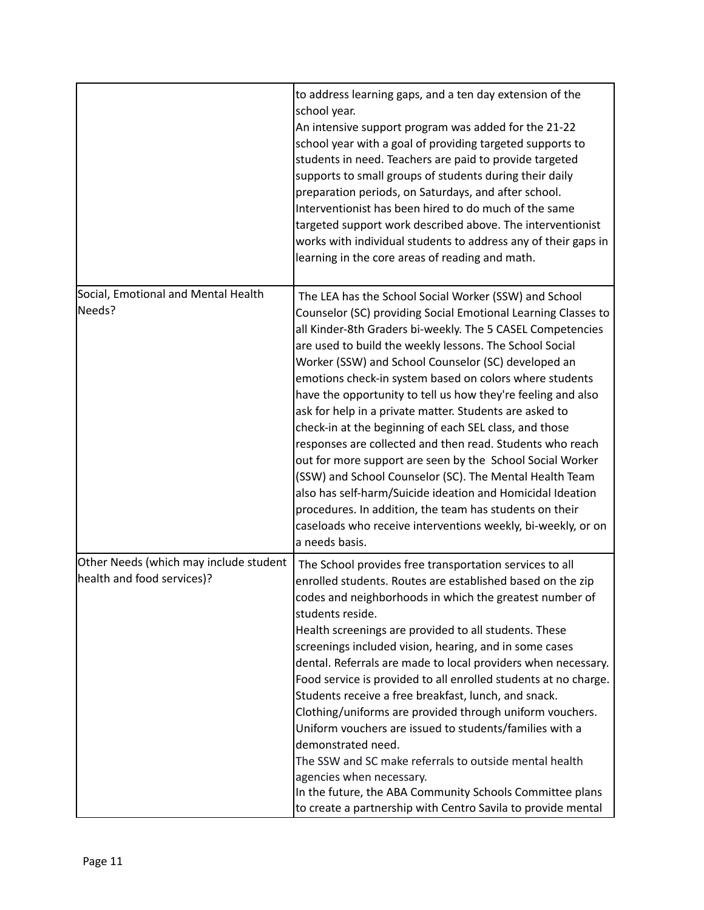| | |
|---|---|
| | to address learning gaps, and a ten day extension of the school year.<br>An intensive support program was added for the 21-22 school year with a goal of providing targeted supports to students in need. Teachers are paid to provide targeted supports to small groups of students during their daily preparation periods, on Saturdays, and after school. Interventionist has been hired to do much of the same targeted support work described above. The interventionist works with individual students to address any of their gaps in learning in the core areas of reading and math. |
| Social, Emotional and Mental Health Needs? | The LEA has the School Social Worker (SSW) and School Counselor (SC) providing Social Emotional Learning Classes to all Kinder-8th Graders bi-weekly. The 5 CASEL Competencies are used to build the weekly lessons. The School Social Worker (SSW) and School Counselor (SC) developed an emotions check-in system based on colors where students have the opportunity to tell us how they're feeling and also ask for help in a private matter. Students are asked to check-in at the beginning of each SEL class, and those responses are collected and then read. Students who reach out for more support are seen by the School Social Worker (SSW) and School Counselor (SC). The Mental Health Team also has self-harm/Suicide ideation and Homicidal Ideation procedures. In addition, the team has students on their caseloads who receive interventions weekly, bi-weekly, or on a needs basis. |
| Other Needs (which may include student health and food services)? | The School provides free transportation services to all enrolled students. Routes are established based on the zip codes and neighborhoods in which the greatest number of students reside.<br>Health screenings are provided to all students. These screenings included vision, hearing, and in some cases dental. Referrals are made to local providers when necessary.<br>Food service is provided to all enrolled students at no charge. Students receive a free breakfast, lunch, and snack.<br>Clothing/uniforms are provided through uniform vouchers. Uniform vouchers are issued to students/families with a demonstrated need.<br>The SSW and SC make referrals to outside mental health agencies when necessary.<br>In the future, the ABA Community Schools Committee plans to create a partnership with Centro Savila to provide mental |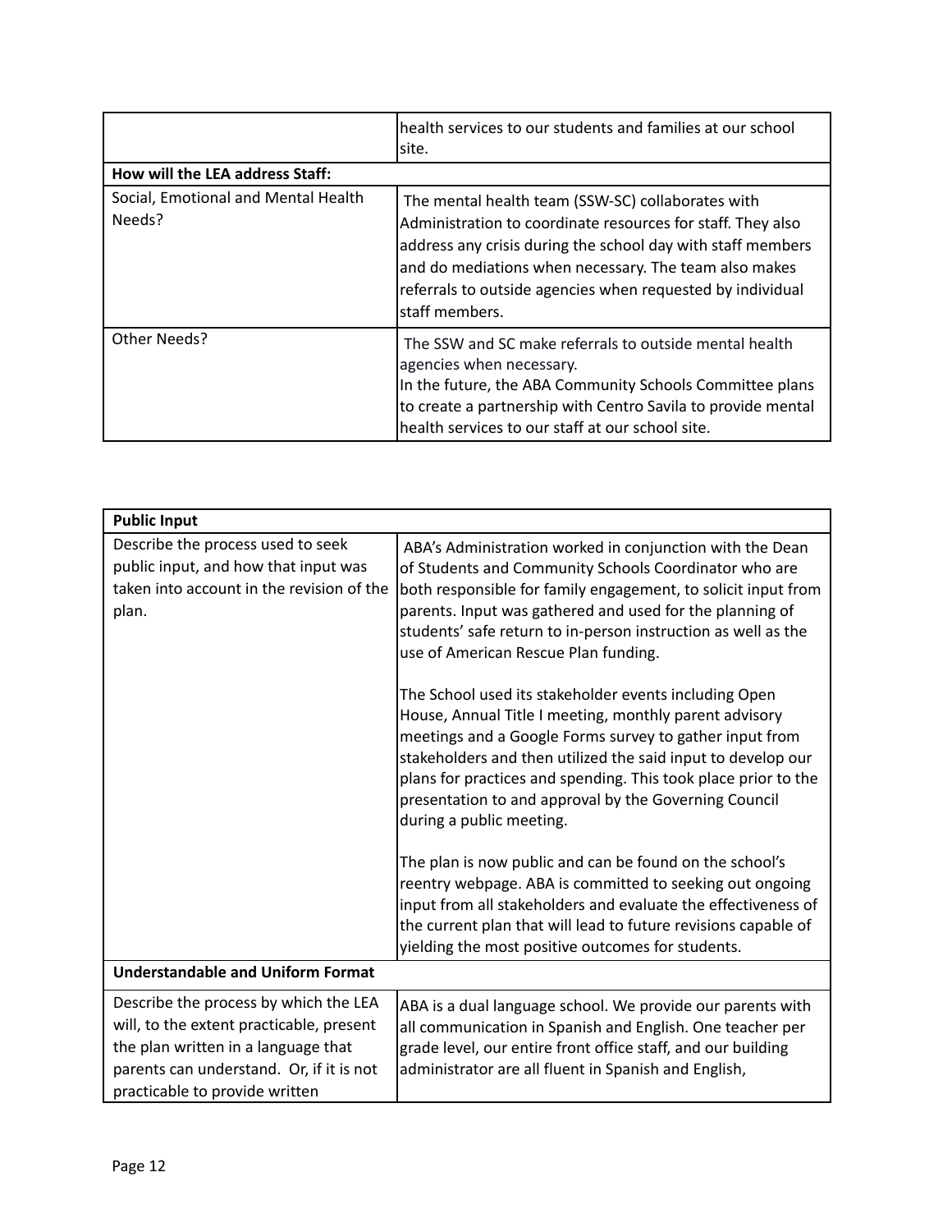| | |
|---|---|
| | health services to our students and families at our school site. |
| **How will the LEA address Staff:** | |
| Social, Emotional and Mental Health Needs? | The mental health team (SSW-SC) collaborates with Administration to coordinate resources for staff. They also address any crisis during the school day with staff members and do mediations when necessary. The team also makes referrals to outside agencies when requested by individual staff members. |
| Other Needs? | The SSW and SC make referrals to outside mental health agencies when necessary.<br>In the future, the ABA Community Schools Committee plans to create a partnership with Centro Savila to provide mental health services to our staff at our school site. |

| **Public Input** | |
|---|---|
| Describe the process used to seek public input, and how that input was taken into account in the revision of the plan. | ABA's Administration worked in conjunction with the Dean of Students and Community Schools Coordinator who are both responsible for family engagement, to solicit input from parents. Input was gathered and used for the planning of students' safe return to in-person instruction as well as the use of American Rescue Plan funding.<br><br>The School used its stakeholder events including Open House, Annual Title I meeting, monthly parent advisory meetings and a Google Forms survey to gather input from stakeholders and then utilized the said input to develop our plans for practices and spending. This took place prior to the presentation to and approval by the Governing Council during a public meeting.<br><br>The plan is now public and can be found on the school's reentry webpage. ABA is committed to seeking out ongoing input from all stakeholders and evaluate the effectiveness of the current plan that will lead to future revisions capable of yielding the most positive outcomes for students. |
| **Understandable and Uniform Format** | |
| Describe the process by which the LEA will, to the extent practicable, present the plan written in a language that parents can understand. Or, if it is not practicable to provide written | ABA is a dual language school. We provide our parents with all communication in Spanish and English. One teacher per grade level, our entire front office staff, and our building administrator are all fluent in Spanish and English, |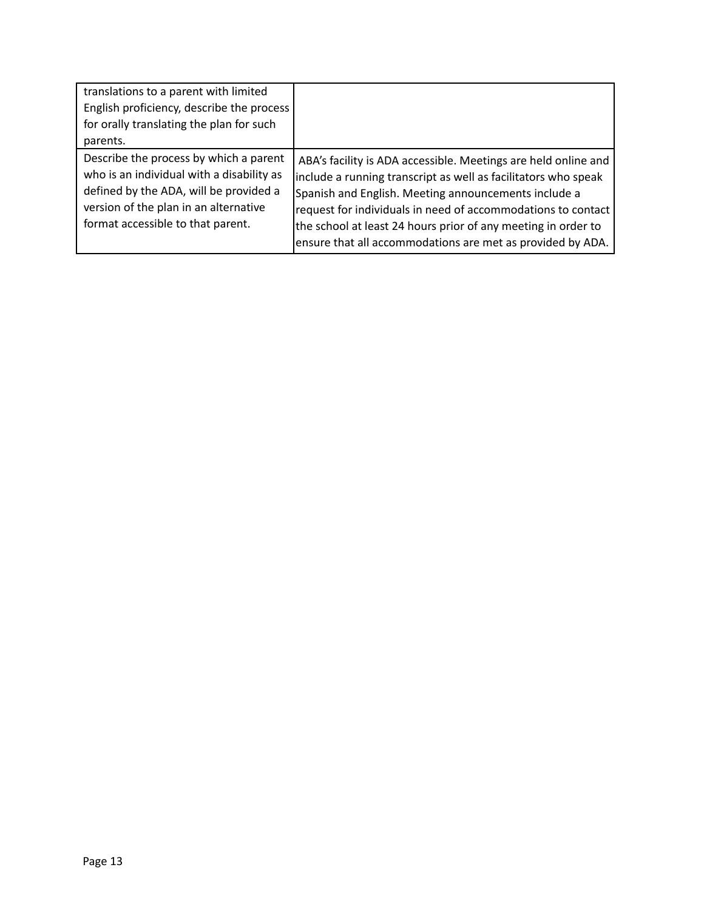| | |
|---|---|
| translations to a parent with limited English proficiency, describe the process for orally translating the plan for such parents. | |
| Describe the process by which a parent who is an individual with a disability as defined by the ADA, will be provided a version of the plan in an alternative format accessible to that parent. | ABA's facility is ADA accessible. Meetings are held online and include a running transcript as well as facilitators who speak Spanish and English. Meeting announcements include a request for individuals in need of accommodations to contact the school at least 24 hours prior of any meeting in order to ensure that all accommodations are met as provided by ADA. |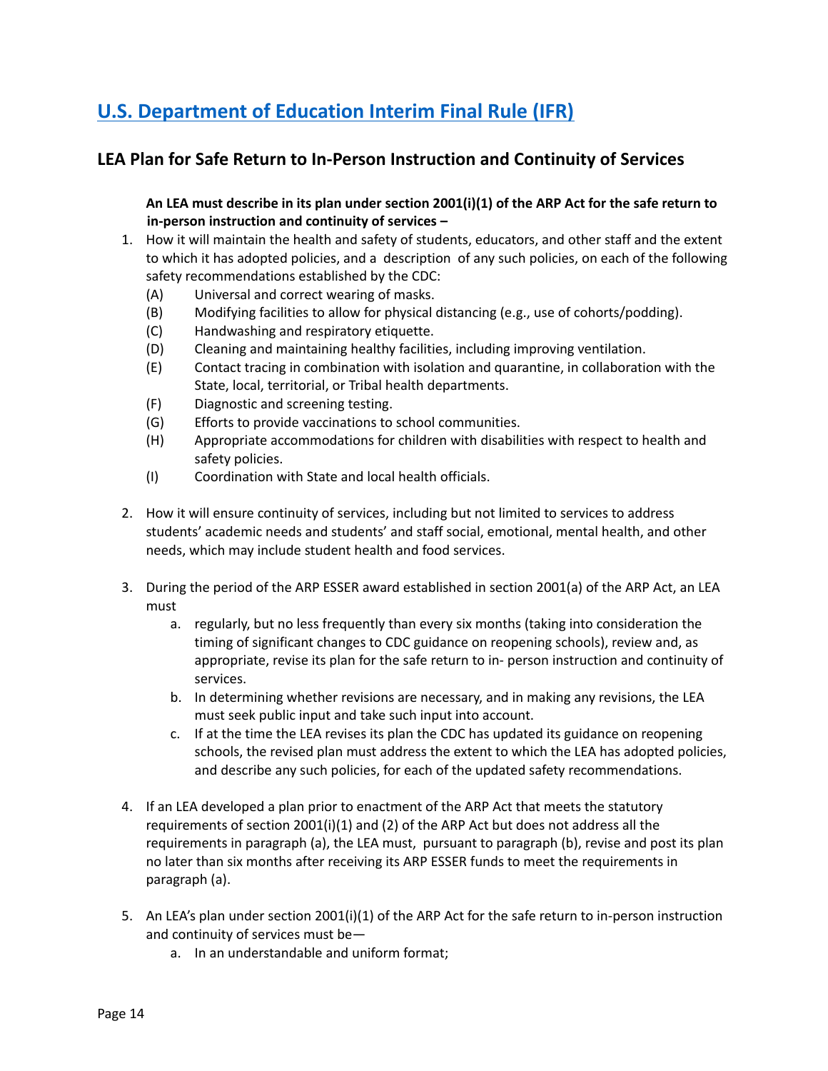## [U.S. Department of Education Interim Final Rule (IFR)]

### LEA Plan for Safe Return to In-Person Instruction and Continuity of Services

**An LEA must describe in its plan under section 2001(i)(1) of the ARP Act for the safe return to in-person instruction and continuity of services –**

1. How it will maintain the health and safety of students, educators, and other staff and the extent to which it has adopted policies, and a description of any such policies, on each of the following safety recommendations established by the CDC:
   (A) Universal and correct wearing of masks.
   (B) Modifying facilities to allow for physical distancing (e.g., use of cohorts/podding).
   (C) Handwashing and respiratory etiquette.
   (D) Cleaning and maintaining healthy facilities, including improving ventilation.
   (E) Contact tracing in combination with isolation and quarantine, in collaboration with the State, local, territorial, or Tribal health departments.
   (F) Diagnostic and screening testing.
   (G) Efforts to provide vaccinations to school communities.
   (H) Appropriate accommodations for children with disabilities with respect to health and safety policies.
   (I) Coordination with State and local health officials.

2. How it will ensure continuity of services, including but not limited to services to address students' academic needs and students' and staff social, emotional, mental health, and other needs, which may include student health and food services.

3. During the period of the ARP ESSER award established in section 2001(a) of the ARP Act, an LEA must
   a. regularly, but no less frequently than every six months (taking into consideration the timing of significant changes to CDC guidance on reopening schools), review and, as appropriate, revise its plan for the safe return to in- person instruction and continuity of services.
   b. In determining whether revisions are necessary, and in making any revisions, the LEA must seek public input and take such input into account.
   c. If at the time the LEA revises its plan the CDC has updated its guidance on reopening schools, the revised plan must address the extent to which the LEA has adopted policies, and describe any such policies, for each of the updated safety recommendations.

4. If an LEA developed a plan prior to enactment of the ARP Act that meets the statutory requirements of section 2001(i)(1) and (2) of the ARP Act but does not address all the requirements in paragraph (a), the LEA must, pursuant to paragraph (b), revise and post its plan no later than six months after receiving its ARP ESSER funds to meet the requirements in paragraph (a).

5. An LEA's plan under section 2001(i)(1) of the ARP Act for the safe return to in-person instruction and continuity of services must be—
   a. In an understandable and uniform format;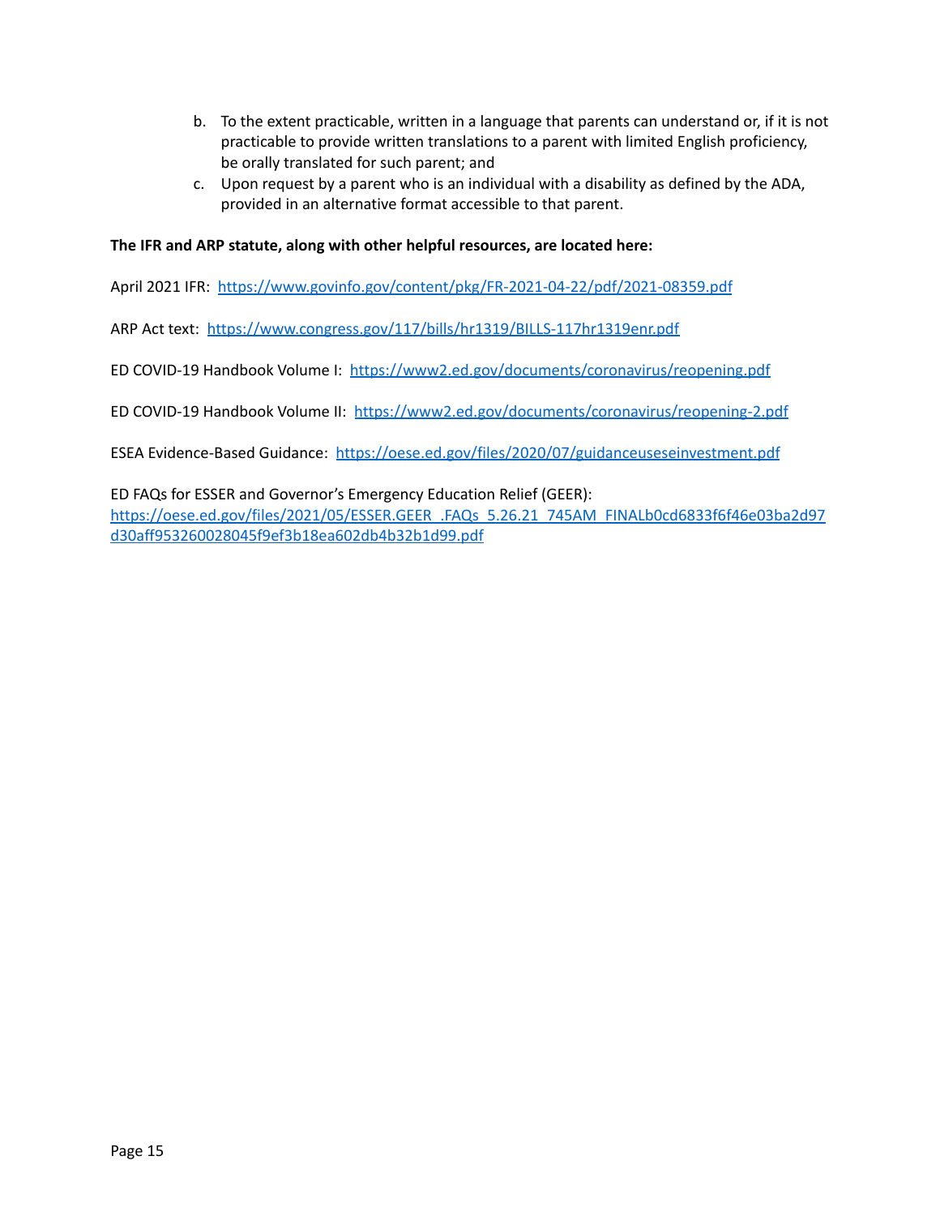b. To the extent practicable, written in a language that parents can understand or, if it is not practicable to provide written translations to a parent with limited English proficiency, be orally translated for such parent; and
c. Upon request by a parent who is an individual with a disability as defined by the ADA, provided in an alternative format accessible to that parent.

**The IFR and ARP statute, along with other helpful resources, are located here:**

April 2021 IFR: https://www.govinfo.gov/content/pkg/FR-2021-04-22/pdf/2021-08359.pdf

ARP Act text: https://www.congress.gov/117/bills/hr1319/BILLS-117hr1319enr.pdf

ED COVID-19 Handbook Volume I: https://www2.ed.gov/documents/coronavirus/reopening.pdf

ED COVID-19 Handbook Volume II: https://www2.ed.gov/documents/coronavirus/reopening-2.pdf

ESEA Evidence-Based Guidance: https://oese.ed.gov/files/2020/07/guidanceuseseinvestment.pdf

ED FAQs for ESSER and Governor's Emergency Education Relief (GEER):
https://oese.ed.gov/files/2021/05/ESSER.GEER_.FAQs_5.26.21_745AM_FINALb0cd6833f6f46e03ba2d97d30aff953260028045f9ef3b18ea602db4b32b1d99.pdf